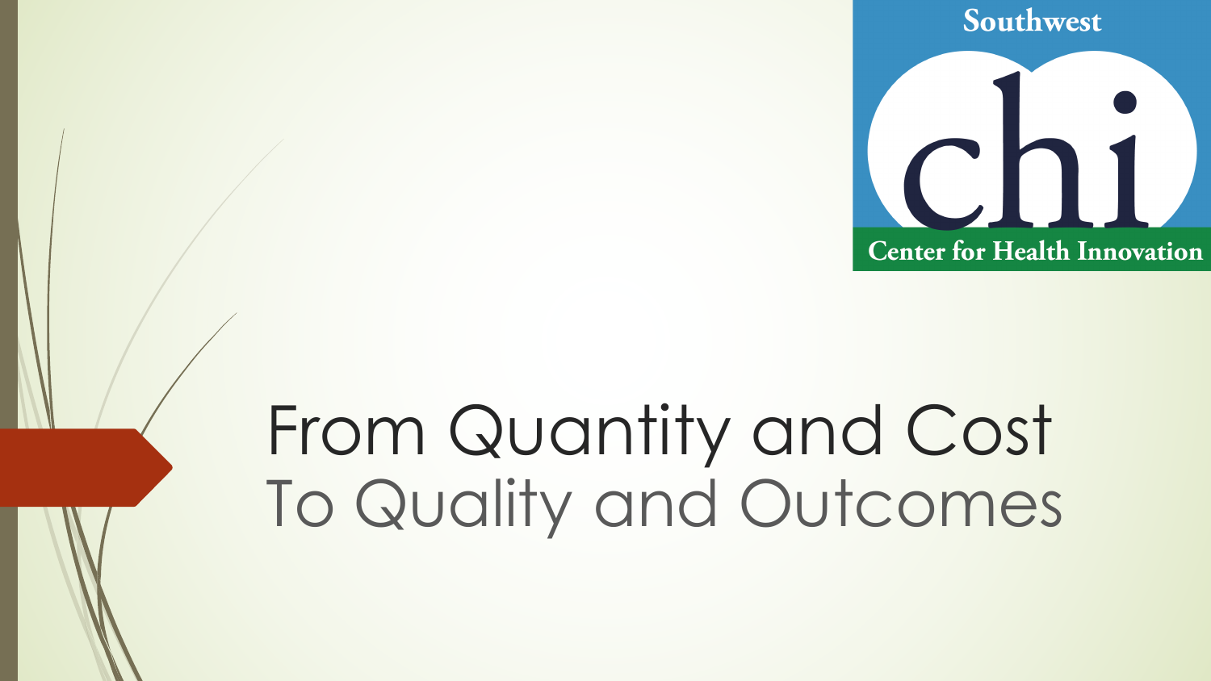Southwest chi Center for Health Innovation

# From Quantity and Cost
## To Quality and Outcomes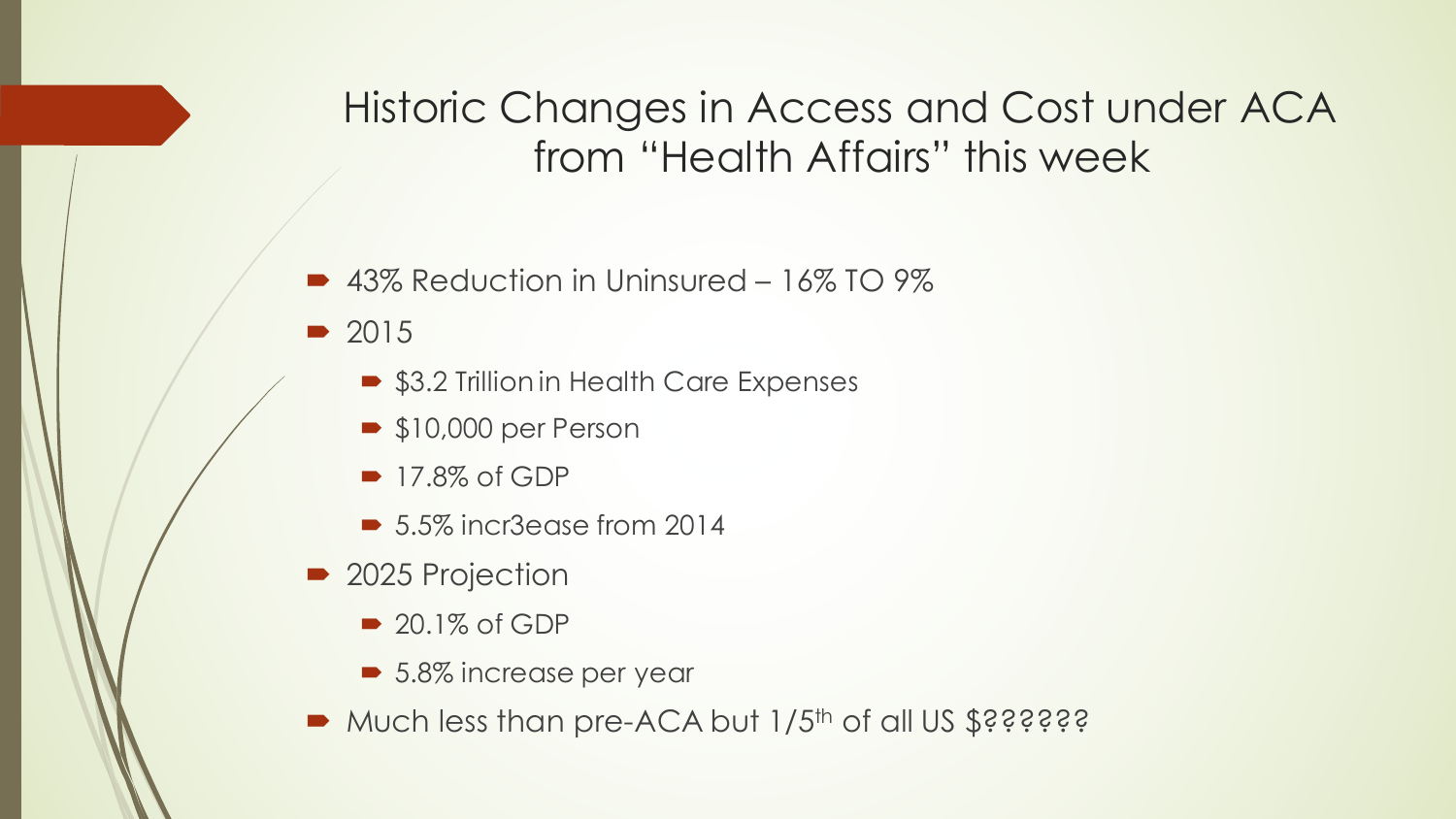# Historic Changes in Access and Cost under ACA from "Health Affairs" this week

- 43% Reduction in Uninsured – 16% TO 9%
- 2015
  - $3.2 Trillion in Health Care Expenses
  - $10,000 per Person
  - 17.8% of GDP
  - 5.5% incr3ease from 2014
- 2025 Projection
  - 20.1% of GDP
  - 5.8% increase per year
- Much less than pre-ACA but 1/5th of all US $??????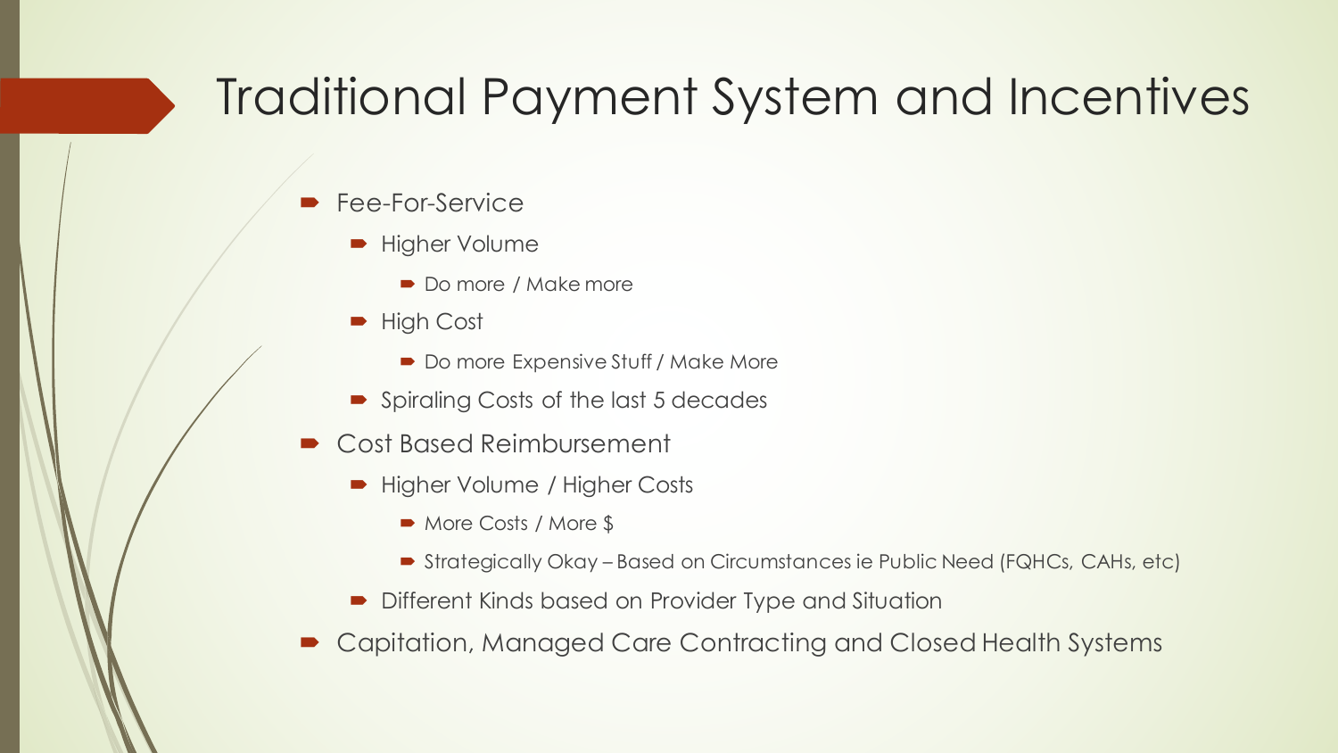# Traditional Payment System and Incentives

- Fee-For-Service
  - Higher Volume
    - Do more / Make more
  - High Cost
    - Do more Expensive Stuff / Make More
  - Spiraling Costs of the last 5 decades
- Cost Based Reimbursement
  - Higher Volume / Higher Costs
    - More Costs / More $
    - Strategically Okay – Based on Circumstances ie Public Need (FQHCs, CAHs, etc)
  - Different Kinds based on Provider Type and Situation
- Capitation, Managed Care Contracting and Closed Health Systems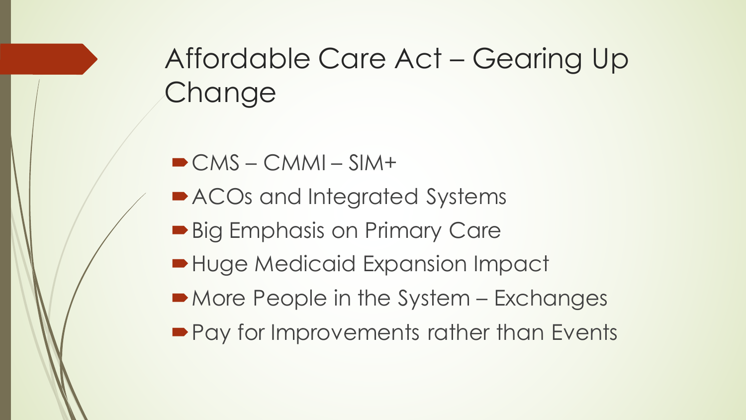# Affordable Care Act – Gearing Up Change

- CMS – CMMI – SIM+
- ACOs and Integrated Systems
- Big Emphasis on Primary Care
- Huge Medicaid Expansion Impact
- More People in the System – Exchanges
- Pay for Improvements rather than Events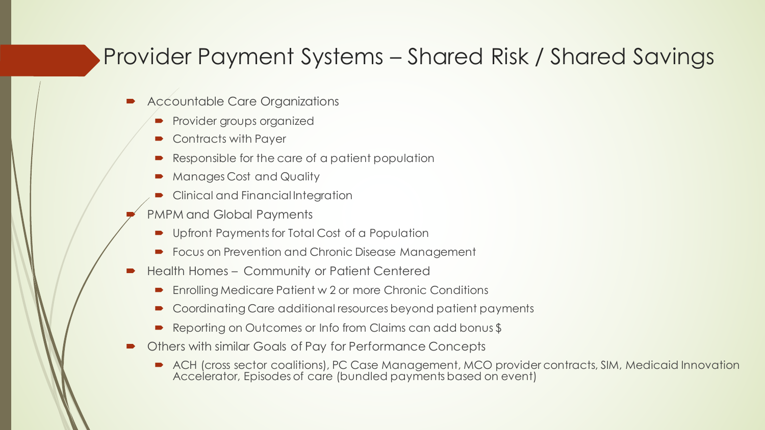# Provider Payment Systems – Shared Risk / Shared Savings

- Accountable Care Organizations
  - Provider groups organized
  - Contracts with Payer
  - Responsible for the care of a patient population
  - Manages Cost and Quality
  - Clinical and Financial Integration
- PMPM and Global Payments
  - Upfront Payments for Total Cost of a Population
  - Focus on Prevention and Chronic Disease Management
- Health Homes – Community or Patient Centered
  - Enrolling Medicare Patient w 2 or more Chronic Conditions
  - Coordinating Care additional resources beyond patient payments
  - Reporting on Outcomes or Info from Claims can add bonus $
- Others with similar Goals of Pay for Performance Concepts
  - ACH (cross sector coalitions), PC Case Management, MCO provider contracts, SIM, Medicaid Innovation Accelerator, Episodes of care (bundled payments based on event)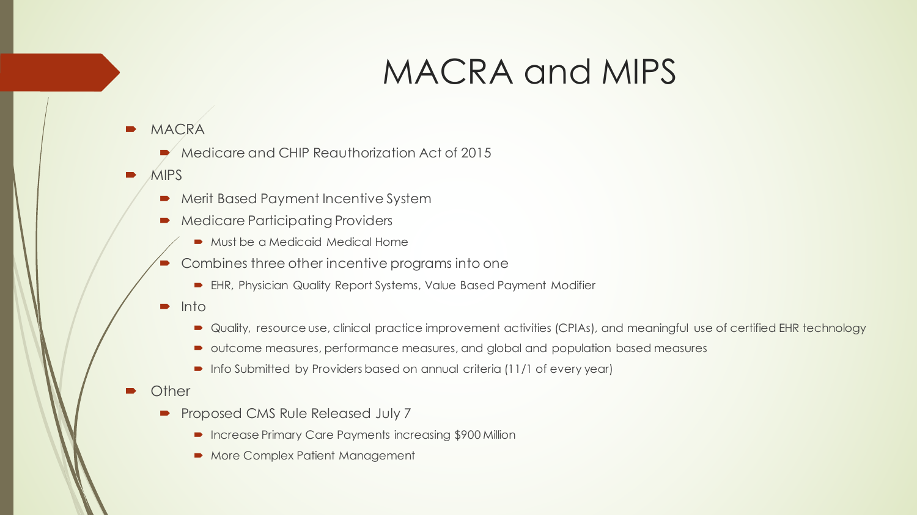# MACRA and MIPS

- MACRA
  - Medicare and CHIP Reauthorization Act of 2015
- MIPS
  - Merit Based Payment Incentive System
  - Medicare Participating Providers
    - Must be a Medicaid Medical Home
  - Combines three other incentive programs into one
    - EHR, Physician Quality Report Systems, Value Based Payment Modifier
  - Into
    - Quality, resource use, clinical practice improvement activities (CPIAs), and meaningful use of certified EHR technology
    - outcome measures, performance measures, and global and population based measures
    - Info Submitted by Providers based on annual criteria (11/1 of every year)
- Other
  - Proposed CMS Rule Released July 7
    - Increase Primary Care Payments increasing $900 Million
    - More Complex Patient Management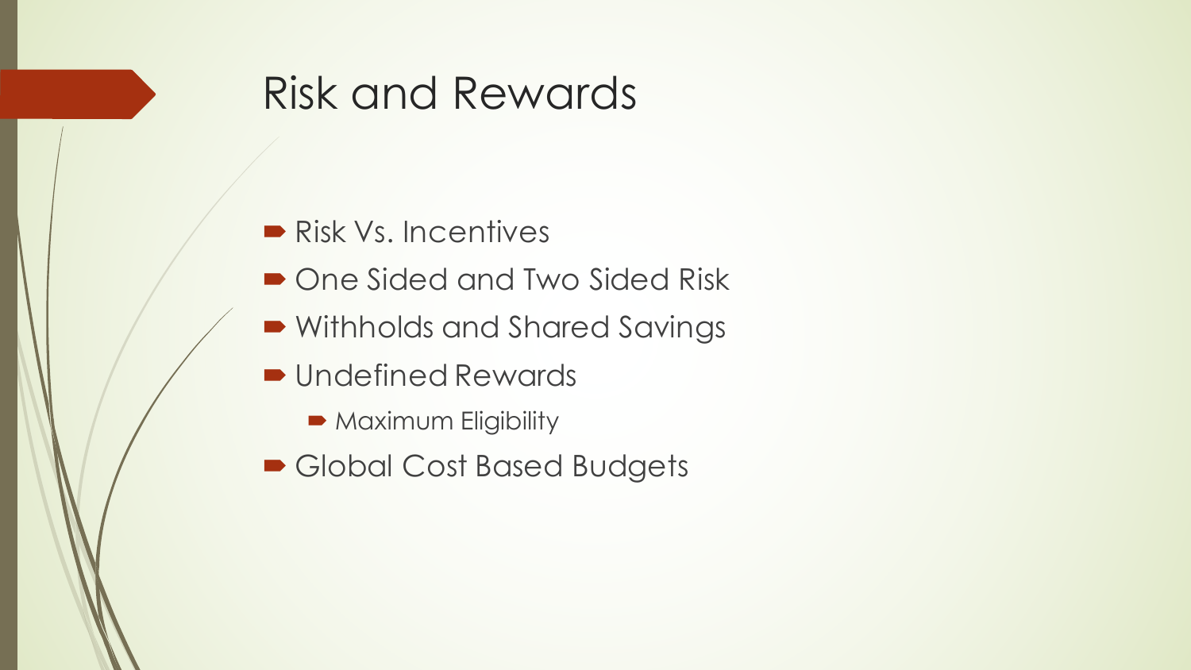# Risk and Rewards

- Risk Vs. Incentives
- One Sided and Two Sided Risk
- Withholds and Shared Savings
- Undefined Rewards
  - Maximum Eligibility
- Global Cost Based Budgets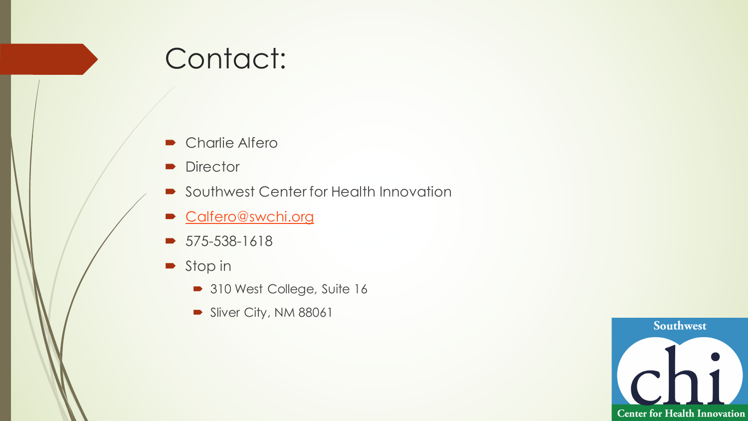# Contact:

- Charlie Alfero
- Director
- Southwest Center for Health Innovation
- Calfero@swchi.org
- 575-538-1618
- Stop in
  - 310 West College, Suite 16
  - Sliver City, NM 88061

Southwest chi Center for Health Innovation